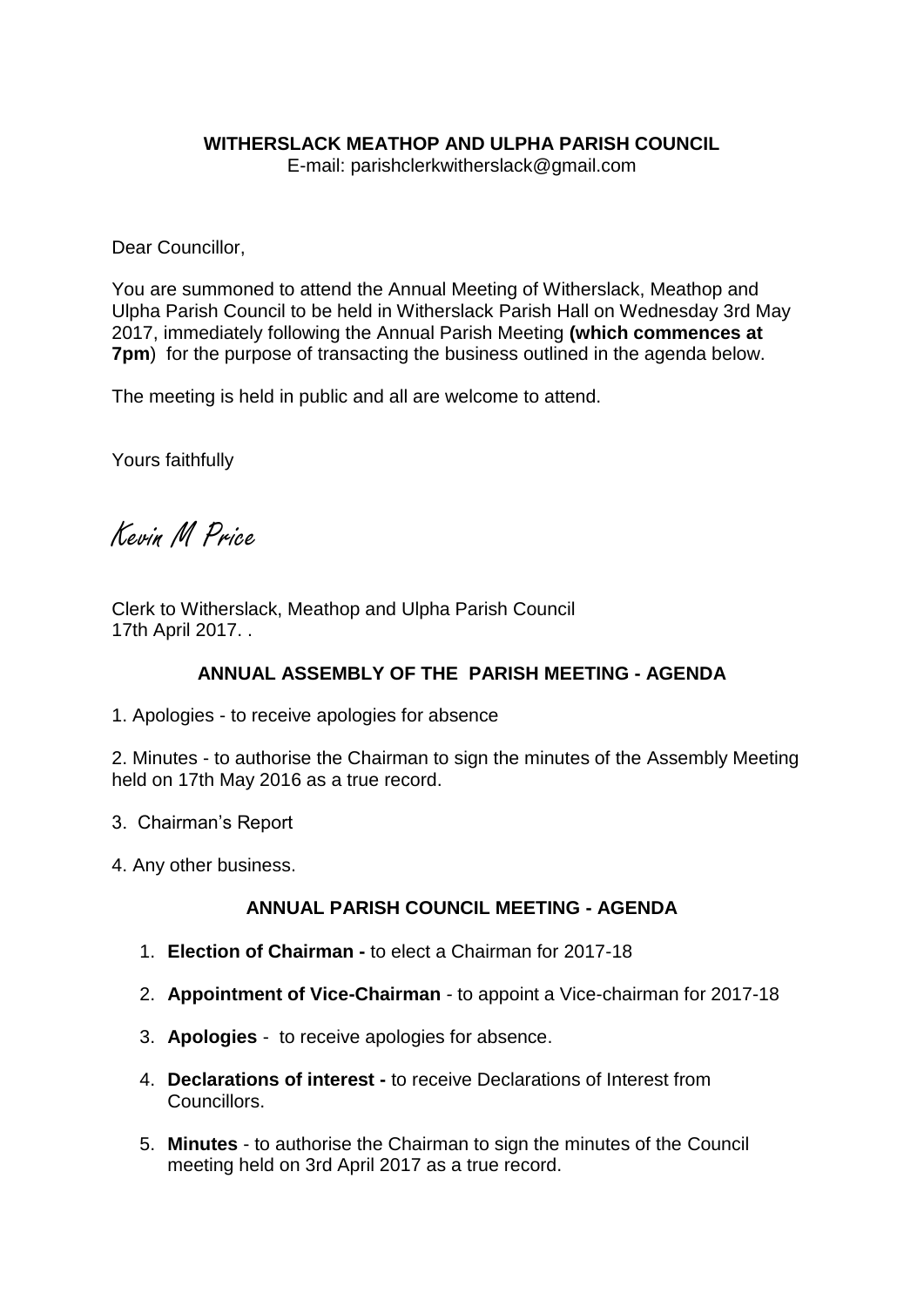**WITHERSLACK MEATHOP AND ULPHA PARISH COUNCIL**
E-mail: parishclerkwitherslack@gmail.com

Dear Councillor,

You are summoned to attend the Annual Meeting of Witherslack, Meathop and Ulpha Parish Council to be held in Witherslack Parish Hall on Wednesday 3rd May 2017, immediately following the Annual Parish Meeting **(which commences at 7pm**) for the purpose of transacting the business outlined in the agenda below.

The meeting is held in public and all are welcome to attend.

Yours faithfully

Kevin M Price

Clerk to Witherslack, Meathop and Ulpha Parish Council
17th April 2017. .

## ANNUAL ASSEMBLY OF THE PARISH MEETING - AGENDA

1. Apologies - to receive apologies for absence

2. Minutes - to authorise the Chairman to sign the minutes of the Assembly Meeting held on 17th May 2016 as a true record.

3. Chairman's Report

4. Any other business.

## ANNUAL PARISH COUNCIL MEETING - AGENDA

1. **Election of Chairman -** to elect a Chairman for 2017-18

2. **Appointment of Vice-Chairman** - to appoint a Vice-chairman for 2017-18

3. **Apologies** - to receive apologies for absence.

4. **Declarations of interest -** to receive Declarations of Interest from Councillors.

5. **Minutes** - to authorise the Chairman to sign the minutes of the Council meeting held on 3rd April 2017 as a true record.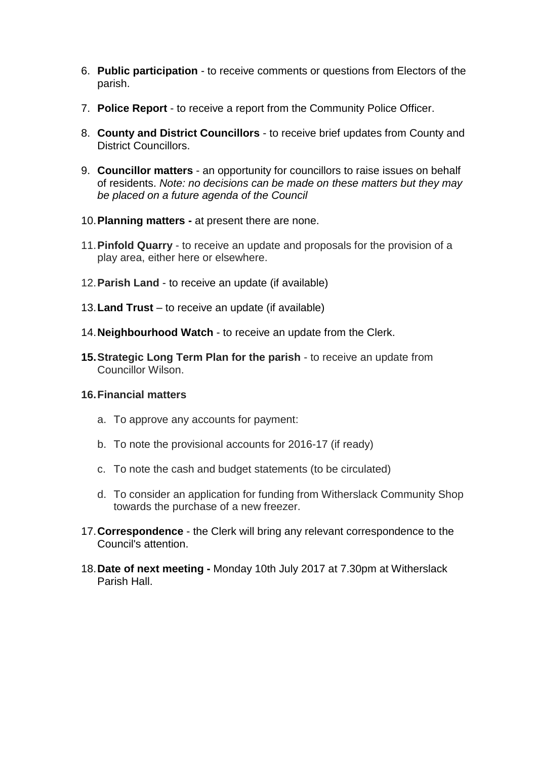6. **Public participation** - to receive comments or questions from Electors of the parish.

7. **Police Report** - to receive a report from the Community Police Officer.

8. **County and District Councillors** - to receive brief updates from County and District Councillors.

9. **Councillor matters** - an opportunity for councillors to raise issues on behalf of residents. *Note: no decisions can be made on these matters but they may be placed on a future agenda of the Council*

10. **Planning matters -** at present there are none.

11. **Pinfold Quarry** - to receive an update and proposals for the provision of a play area, either here or elsewhere.

12. **Parish Land** - to receive an update (if available)

13. **Land Trust** – to receive an update (if available)

14. **Neighbourhood Watch** - to receive an update from the Clerk.

15. **Strategic Long Term Plan for the parish** - to receive an update from Councillor Wilson.

16. **Financial matters**

    a. To approve any accounts for payment:

    b. To note the provisional accounts for 2016-17 (if ready)

    c. To note the cash and budget statements (to be circulated)

    d. To consider an application for funding from Witherslack Community Shop towards the purchase of a new freezer.

17. **Correspondence** - the Clerk will bring any relevant correspondence to the Council's attention.

18. **Date of next meeting -** Monday 10th July 2017 at 7.30pm at Witherslack Parish Hall.